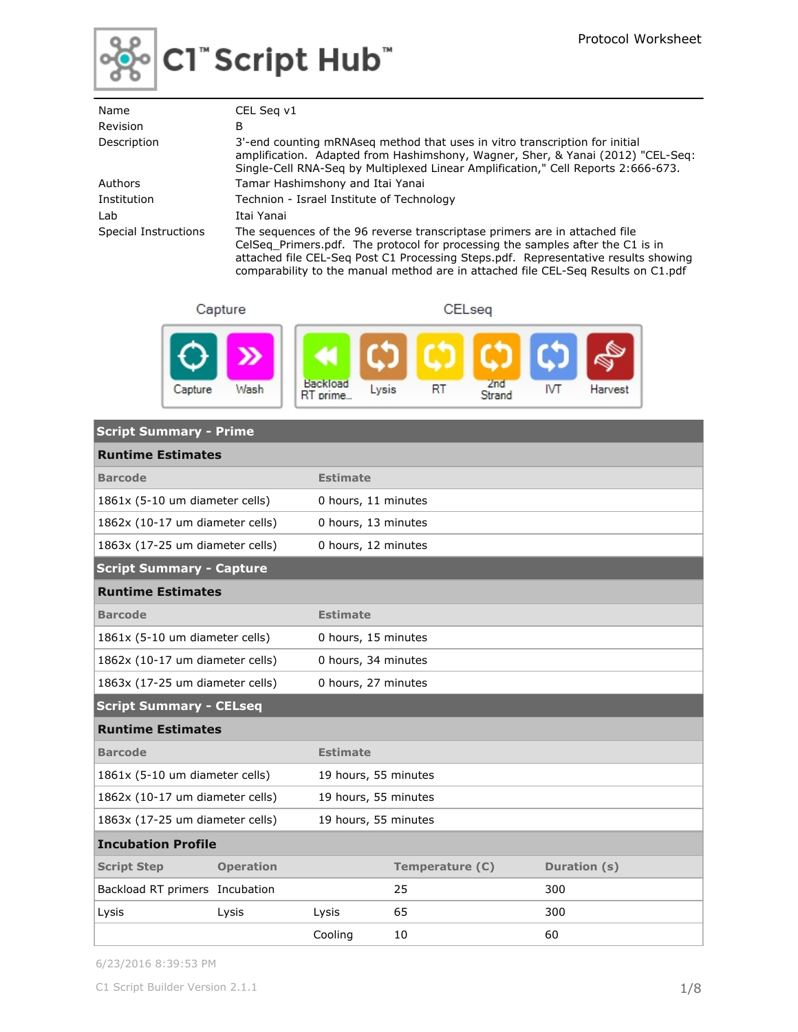# C1™ Script Hub™

Protocol Worksheet

| | |
|---|---|
| Name | CEL Seq v1 |
| Revision | B |
| Description | 3'-end counting mRNAseq method that uses in vitro transcription for initial amplification. Adapted from Hashimshony, Wagner, Sher, & Yanai (2012) "CEL-Seq: Single-Cell RNA-Seq by Multiplexed Linear Amplification," Cell Reports 2:666-673. |
| Authors | Tamar Hashimshony and Itai Yanai |
| Institution | Technion - Israel Institute of Technology |
| Lab | Itai Yanai |
| Special Instructions | The sequences of the 96 reverse transcriptase primers are in attached file CelSeq_Primers.pdf. The protocol for processing the samples after the C1 is in attached file CEL-Seq Post C1 Processing Steps.pdf. Representative results showing comparability to the manual method are in attached file CEL-Seq Results on C1.pdf |

Capture: Capture, Wash

CELseq: Backload RT prime..., Lysis, RT, 2nd Strand, IVT, Harvest

## Script Summary - Prime

### Runtime Estimates

| Barcode | Estimate |
|---|---|
| 1861x (5-10 um diameter cells) | 0 hours, 11 minutes |
| 1862x (10-17 um diameter cells) | 0 hours, 13 minutes |
| 1863x (17-25 um diameter cells) | 0 hours, 12 minutes |

## Script Summary - Capture

### Runtime Estimates

| Barcode | Estimate |
|---|---|
| 1861x (5-10 um diameter cells) | 0 hours, 15 minutes |
| 1862x (10-17 um diameter cells) | 0 hours, 34 minutes |
| 1863x (17-25 um diameter cells) | 0 hours, 27 minutes |

## Script Summary - CELseq

### Runtime Estimates

| Barcode | Estimate |
|---|---|
| 1861x (5-10 um diameter cells) | 19 hours, 55 minutes |
| 1862x (10-17 um diameter cells) | 19 hours, 55 minutes |
| 1863x (17-25 um diameter cells) | 19 hours, 55 minutes |

### Incubation Profile

| Script Step | Operation | | Temperature (C) | Duration (s) |
|---|---|---|---|---|
| Backload RT primers | Incubation | | 25 | 300 |
| Lysis | Lysis | Lysis | 65 | 300 |
| | | Cooling | 10 | 60 |

6/23/2016 8:39:53 PM

C1 Script Builder Version 2.1.1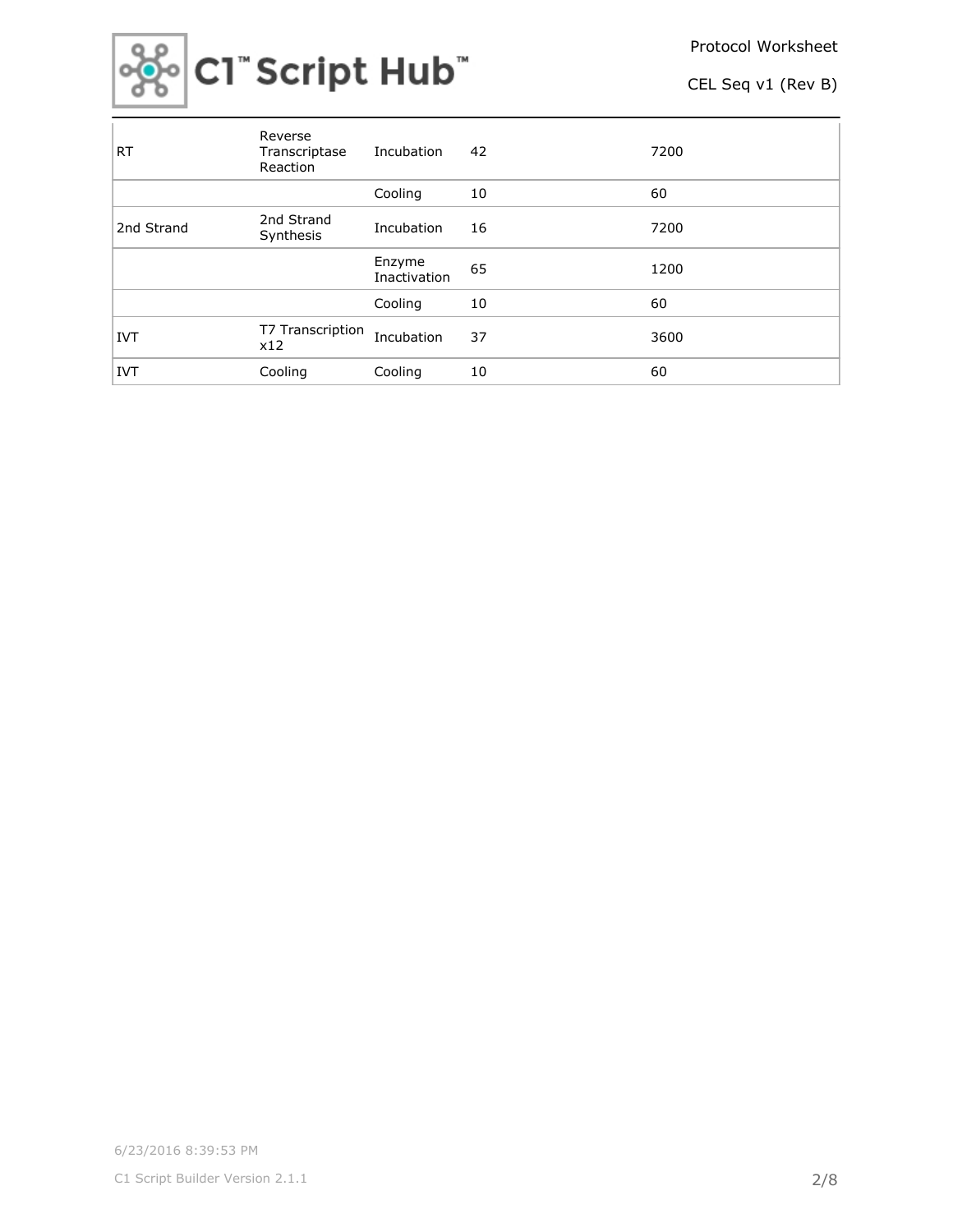| | | | | |
|---|---|---|---|---|
| RT | Reverse Transcriptase Reaction | Incubation | 42 | 7200 |
| | | Cooling | 10 | 60 |
| 2nd Strand | 2nd Strand Synthesis | Incubation | 16 | 7200 |
| | | Enzyme Inactivation | 65 | 1200 |
| | | Cooling | 10 | 60 |
| IVT | T7 Transcription x12 | Incubation | 37 | 3600 |
| IVT | Cooling | Cooling | 10 | 60 |

6/23/2016 8:39:53 PM

C1 Script Builder Version 2.1.1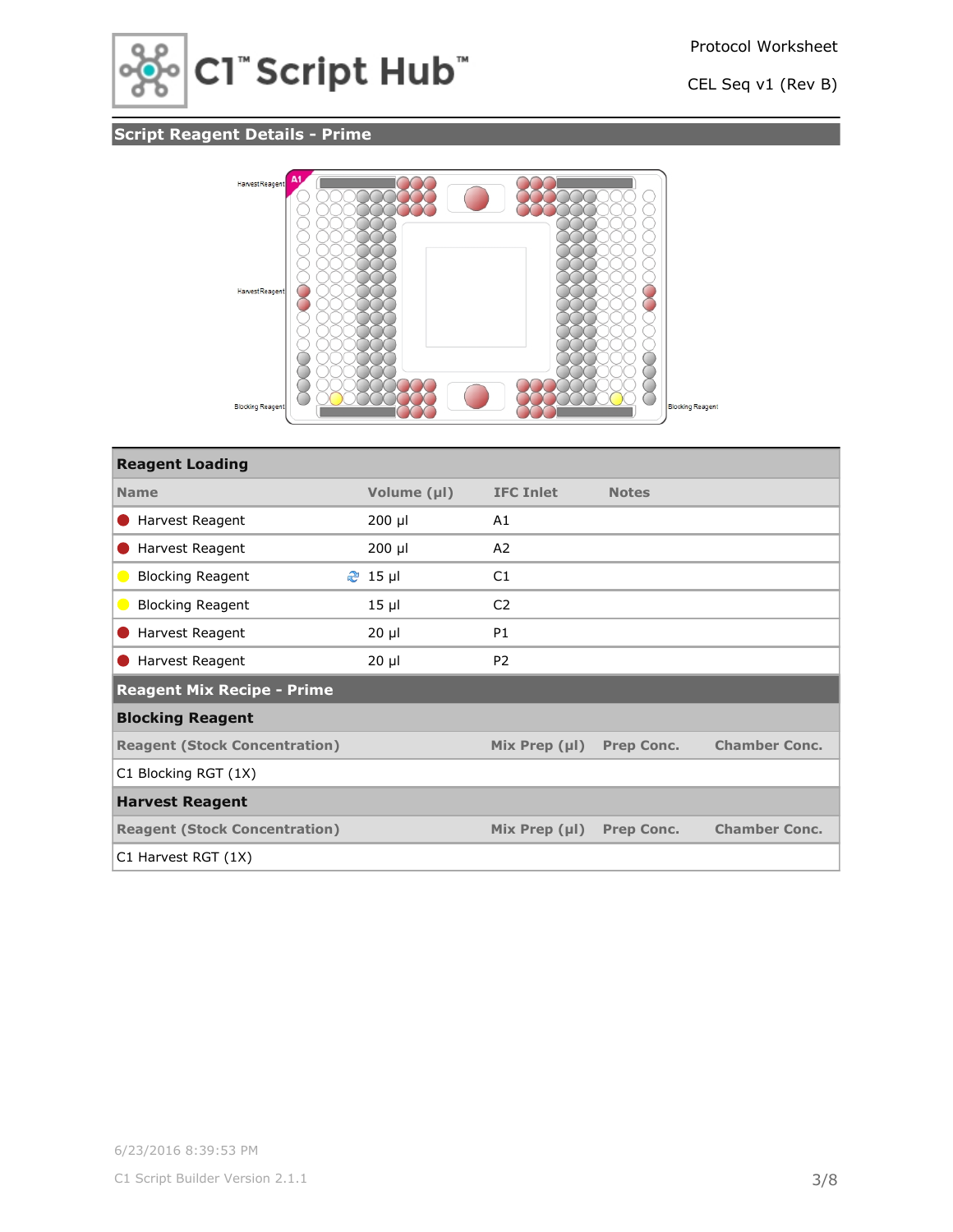## Script Reagent Details - Prime

Harvest Reagent
A1
Harvest Reagent
Blocking Reagent
Blocking Reagent

| Reagent Loading | | | |
|---|---|---|---|
| **Name** | **Volume (µl)** | **IFC Inlet** | **Notes** |
| Harvest Reagent | 200 µl | A1 | |
| Harvest Reagent | 200 µl | A2 | |
| Blocking Reagent | 15 µl | C1 | |
| Blocking Reagent | 15 µl | C2 | |
| Harvest Reagent | 20 µl | P1 | |
| Harvest Reagent | 20 µl | P2 | |

### Reagent Mix Recipe - Prime

**Blocking Reagent**

| Reagent (Stock Concentration) | Mix Prep (µl) | Prep Conc. | Chamber Conc. |
|---|---|---|---|
| C1 Blocking RGT (1X) | | | |

**Harvest Reagent**

| Reagent (Stock Concentration) | Mix Prep (µl) | Prep Conc. | Chamber Conc. |
|---|---|---|---|
| C1 Harvest RGT (1X) | | | |

6/23/2016 8:39:53 PM

C1 Script Builder Version 2.1.1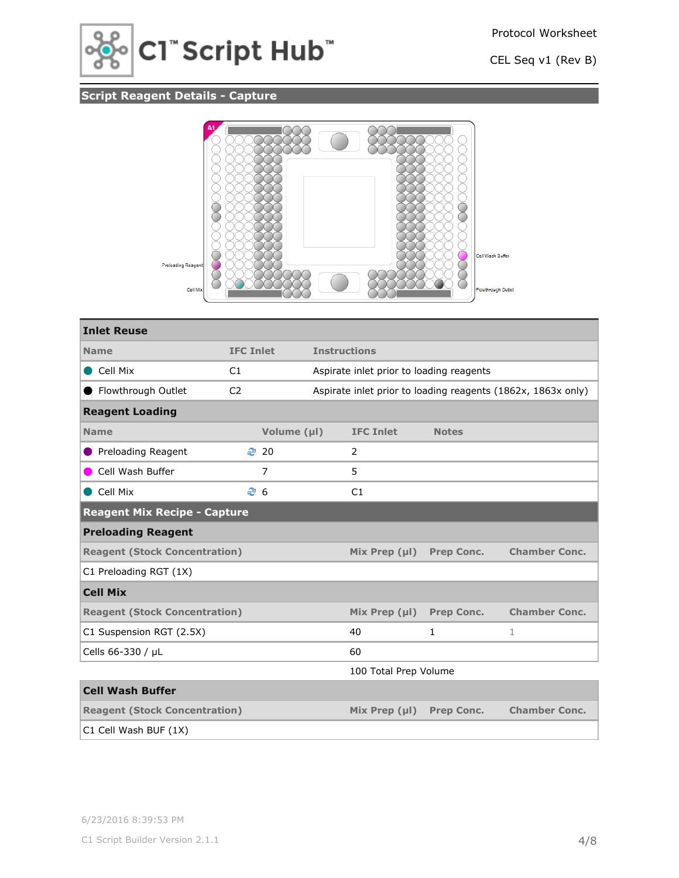# C1™ Script Hub™

Protocol Worksheet

CEL Seq v1 (Rev B)

## Script Reagent Details - Capture

A1

Preloading Reagent

Cell Mix

Cell Wash Buffer

Flowthrough Outlet

### Inlet Reuse

| Name | IFC Inlet | Instructions |
|---|---|---|
| Cell Mix | C1 | Aspirate inlet prior to loading reagents |
| Flowthrough Outlet | C2 | Aspirate inlet prior to loading reagents (1862x, 1863x only) |

### Reagent Loading

| Name | Volume (µl) | IFC Inlet | Notes |
|---|---|---|---|
| Preloading Reagent | 20 | 2 | |
| Cell Wash Buffer | 7 | 5 | |
| Cell Mix | 6 | C1 | |

## Reagent Mix Recipe - Capture

### Preloading Reagent

| Reagent (Stock Concentration) | Mix Prep (µl) | Prep Conc. | Chamber Conc. |
|---|---|---|---|
| C1 Preloading RGT (1X) | | | |

### Cell Mix

| Reagent (Stock Concentration) | Mix Prep (µl) | Prep Conc. | Chamber Conc. |
|---|---|---|---|
| C1 Suspension RGT (2.5X) | 40 | 1 | 1 |
| Cells 66-330 / µL | 60 | | |
| | 100 Total Prep Volume | | |

### Cell Wash Buffer

| Reagent (Stock Concentration) | Mix Prep (µl) | Prep Conc. | Chamber Conc. |
|---|---|---|---|
| C1 Cell Wash BUF (1X) | | | |

6/23/2016 8:39:53 PM

C1 Script Builder Version 2.1.1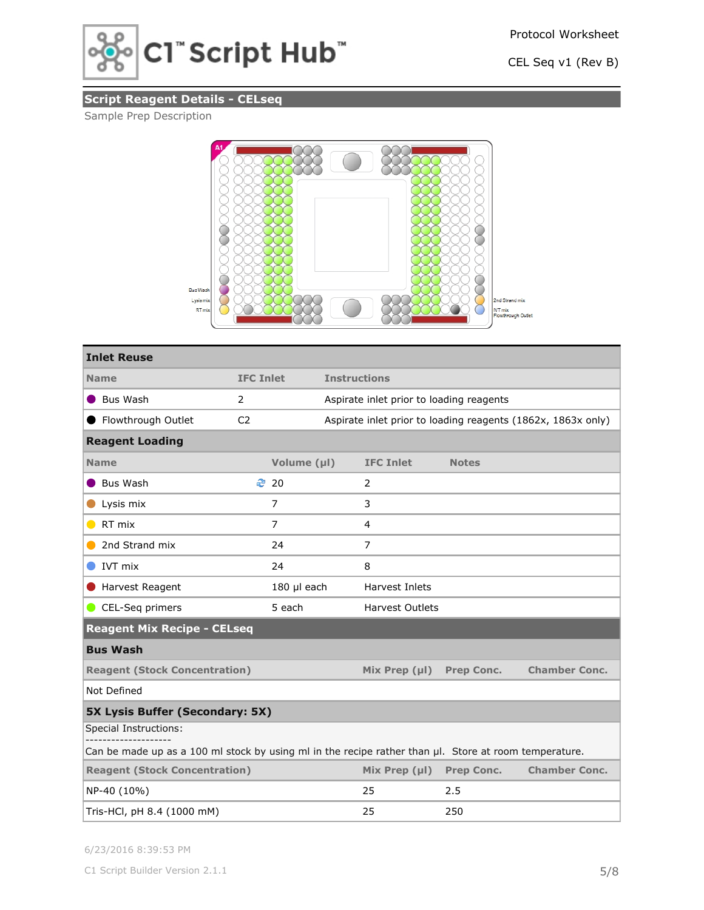## Script Reagent Details - CELseq

Sample Prep Description

Bus Wash
Lysis mix
RT mix
2nd Strand mix
IVT mix
Flowthrough Outlet

### Inlet Reuse

| Name | IFC Inlet | Instructions |
|---|---|---|
| Bus Wash | 2 | Aspirate inlet prior to loading reagents |
| Flowthrough Outlet | C2 | Aspirate inlet prior to loading reagents (1862x, 1863x only) |

### Reagent Loading

| Name | Volume (µl) | IFC Inlet | Notes |
|---|---|---|---|
| Bus Wash | 20 | 2 | |
| Lysis mix | 7 | 3 | |
| RT mix | 7 | 4 | |
| 2nd Strand mix | 24 | 7 | |
| IVT mix | 24 | 8 | |
| Harvest Reagent | 180 µl each | Harvest Inlets | |
| CEL-Seq primers | 5 each | Harvest Outlets | |

## Reagent Mix Recipe - CELseq

### Bus Wash

| Reagent (Stock Concentration) | Mix Prep (µl) | Prep Conc. | Chamber Conc. |
|---|---|---|---|
| Not Defined | | | |

### 5X Lysis Buffer (Secondary: 5X)

Special Instructions:

--------------------

Can be made up as a 100 ml stock by using ml in the recipe rather than µl. Store at room temperature.

| Reagent (Stock Concentration) | Mix Prep (µl) | Prep Conc. | Chamber Conc. |
|---|---|---|---|
| NP-40 (10%) | 25 | 2.5 | |
| Tris-HCl, pH 8.4 (1000 mM) | 25 | 250 | |

6/23/2016 8:39:53 PM

C1 Script Builder Version 2.1.1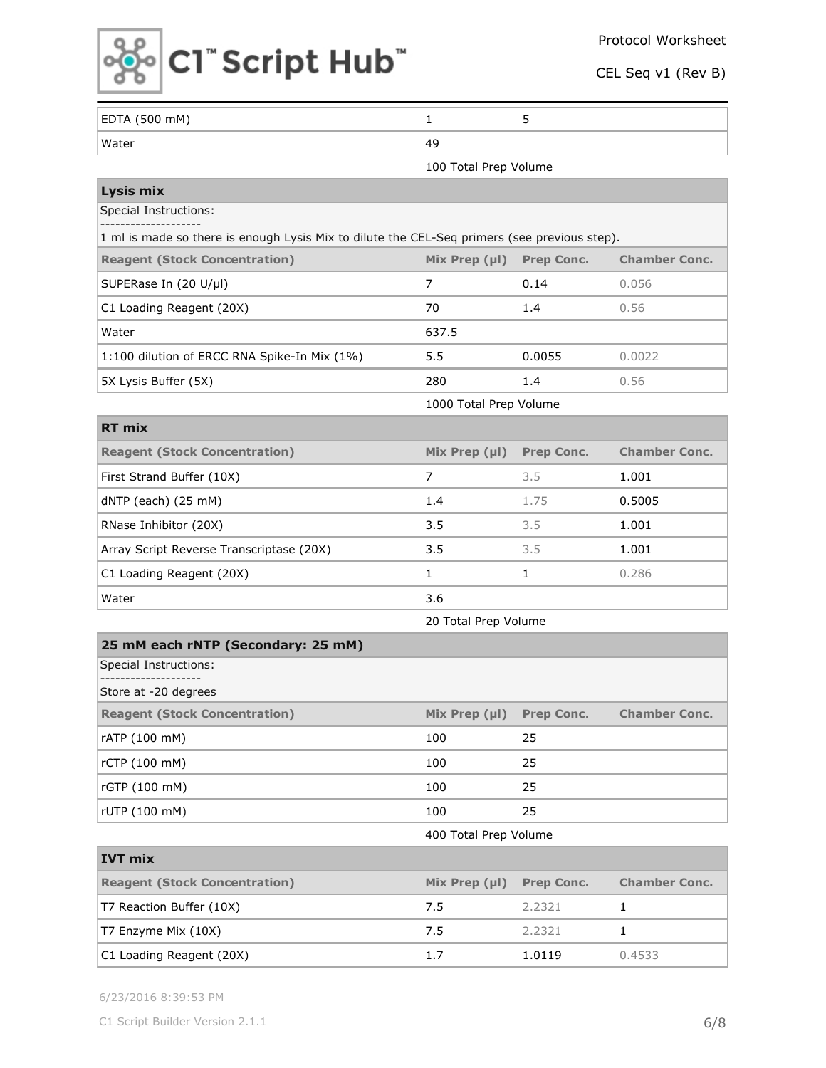| | | | |
|---|---|---|---|
| EDTA (500 mM) | 1 | 5 | |
| Water | 49 | | |

100 Total Prep Volume

## Lysis mix

Special Instructions:

--------------------

1 ml is made so there is enough Lysis Mix to dilute the CEL-Seq primers (see previous step).

| Reagent (Stock Concentration) | Mix Prep (µl) | Prep Conc. | Chamber Conc. |
|---|---|---|---|
| SUPERase In (20 U/µl) | 7 | 0.14 | 0.056 |
| C1 Loading Reagent (20X) | 70 | 1.4 | 0.56 |
| Water | 637.5 | | |
| 1:100 dilution of ERCC RNA Spike-In Mix (1%) | 5.5 | 0.0055 | 0.0022 |
| 5X Lysis Buffer (5X) | 280 | 1.4 | 0.56 |

1000 Total Prep Volume

## RT mix

| Reagent (Stock Concentration) | Mix Prep (µl) | Prep Conc. | Chamber Conc. |
|---|---|---|---|
| First Strand Buffer (10X) | 7 | 3.5 | 1.001 |
| dNTP (each) (25 mM) | 1.4 | 1.75 | 0.5005 |
| RNase Inhibitor (20X) | 3.5 | 3.5 | 1.001 |
| Array Script Reverse Transcriptase (20X) | 3.5 | 3.5 | 1.001 |
| C1 Loading Reagent (20X) | 1 | 1 | 0.286 |
| Water | 3.6 | | |

20 Total Prep Volume

## 25 mM each rNTP (Secondary: 25 mM)

Special Instructions:

--------------------

Store at -20 degrees

| Reagent (Stock Concentration) | Mix Prep (µl) | Prep Conc. | Chamber Conc. |
|---|---|---|---|
| rATP (100 mM) | 100 | 25 | |
| rCTP (100 mM) | 100 | 25 | |
| rGTP (100 mM) | 100 | 25 | |
| rUTP (100 mM) | 100 | 25 | |

400 Total Prep Volume

## IVT mix

| Reagent (Stock Concentration) | Mix Prep (µl) | Prep Conc. | Chamber Conc. |
|---|---|---|---|
| T7 Reaction Buffer (10X) | 7.5 | 2.2321 | 1 |
| T7 Enzyme Mix (10X) | 7.5 | 2.2321 | 1 |
| C1 Loading Reagent (20X) | 1.7 | 1.0119 | 0.4533 |

6/23/2016 8:39:53 PM

C1 Script Builder Version 2.1.1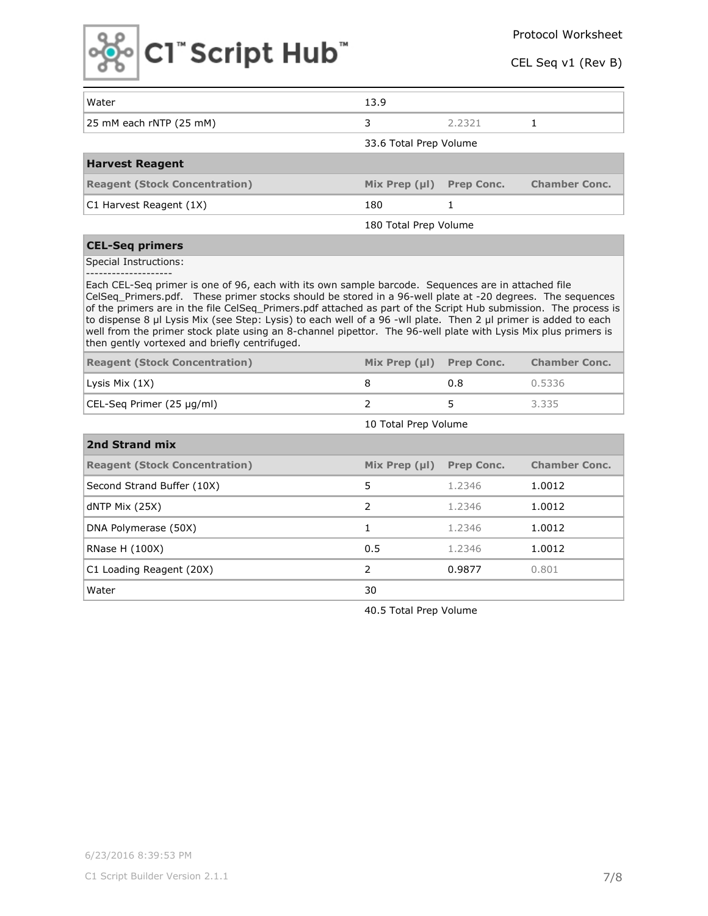| | | | |
|---|---|---|---|
| Water | 13.9 | | |
| 25 mM each rNTP (25 mM) | 3 | 2.2321 | 1 |

33.6 Total Prep Volume

| Harvest Reagent | | | |
|---|---|---|---|
| **Reagent (Stock Concentration)** | **Mix Prep (µl)** | **Prep Conc.** | **Chamber Conc.** |
| C1 Harvest Reagent (1X) | 180 | 1 | |

180 Total Prep Volume

**CEL-Seq primers**

Special Instructions:
--------------------
Each CEL-Seq primer is one of 96, each with its own sample barcode. Sequences are in attached file CelSeq_Primers.pdf. These primer stocks should be stored in a 96-well plate at -20 degrees. The sequences of the primers are in the file CelSeq_Primers.pdf attached as part of the Script Hub submission. The process is to dispense 8 µl Lysis Mix (see Step: Lysis) to each well of a 96 -wll plate. Then 2 µl primer is added to each well from the primer stock plate using an 8-channel pipettor. The 96-well plate with Lysis Mix plus primers is then gently vortexed and briefly centrifuged.

| Reagent (Stock Concentration) | Mix Prep (µl) | Prep Conc. | Chamber Conc. |
|---|---|---|---|
| Lysis Mix (1X) | 8 | 0.8 | 0.5336 |
| CEL-Seq Primer (25 µg/ml) | 2 | 5 | 3.335 |

10 Total Prep Volume

| 2nd Strand mix | | | |
|---|---|---|---|
| **Reagent (Stock Concentration)** | **Mix Prep (µl)** | **Prep Conc.** | **Chamber Conc.** |
| Second Strand Buffer (10X) | 5 | 1.2346 | 1.0012 |
| dNTP Mix (25X) | 2 | 1.2346 | 1.0012 |
| DNA Polymerase (50X) | 1 | 1.2346 | 1.0012 |
| RNase H (100X) | 0.5 | 1.2346 | 1.0012 |
| C1 Loading Reagent (20X) | 2 | 0.9877 | 0.801 |
| Water | 30 | | |

40.5 Total Prep Volume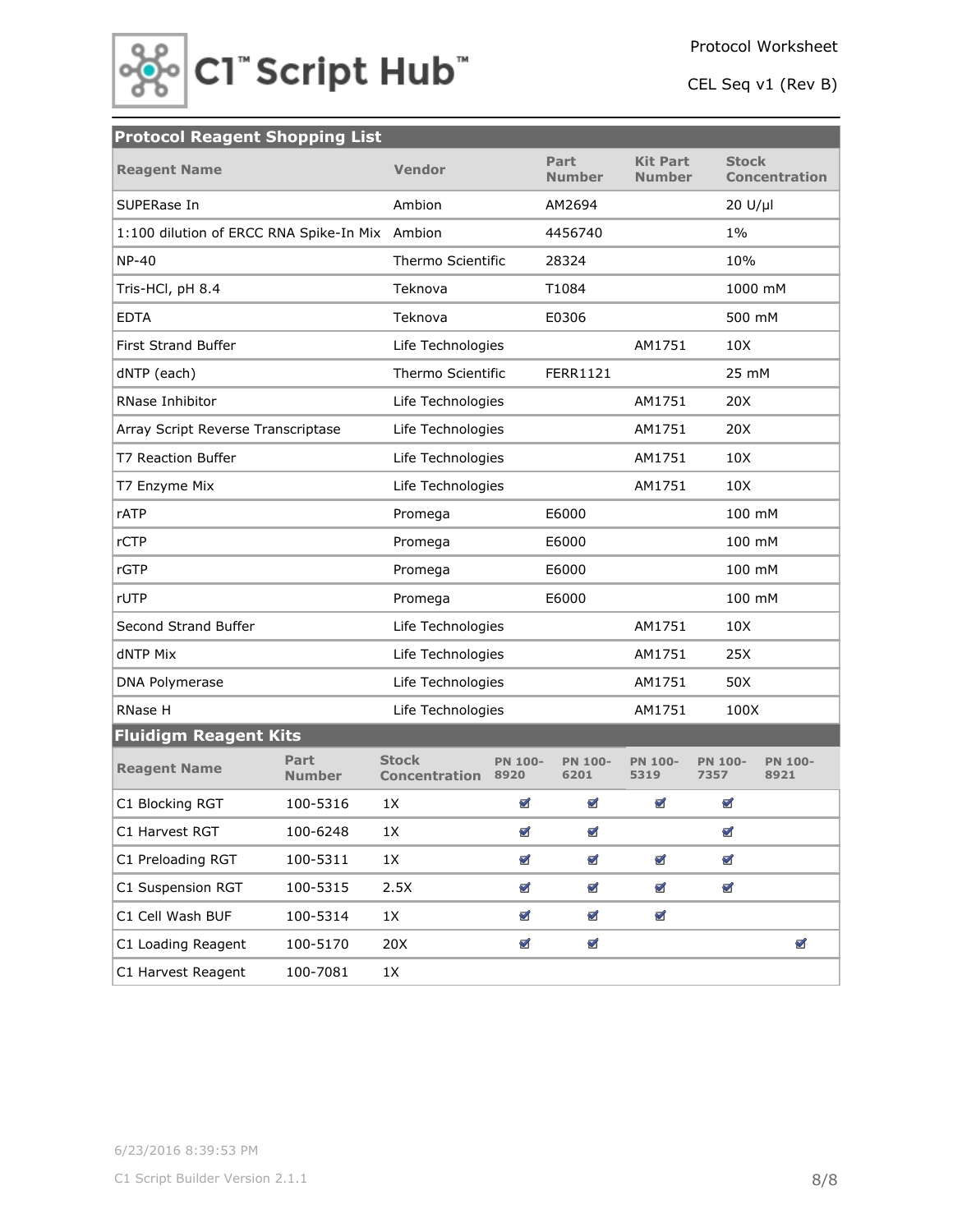## Protocol Reagent Shopping List

| Reagent Name | Vendor | Part Number | Kit Part Number | Stock Concentration |
|---|---|---|---|---|
| SUPERase In | Ambion | AM2694 | | 20 U/µl |
| 1:100 dilution of ERCC RNA Spike-In Mix | Ambion | 4456740 | | 1% |
| NP-40 | Thermo Scientific | 28324 | | 10% |
| Tris-HCl, pH 8.4 | Teknova | T1084 | | 1000 mM |
| EDTA | Teknova | E0306 | | 500 mM |
| First Strand Buffer | Life Technologies | | AM1751 | 10X |
| dNTP (each) | Thermo Scientific | FERR1121 | | 25 mM |
| RNase Inhibitor | Life Technologies | | AM1751 | 20X |
| Array Script Reverse Transcriptase | Life Technologies | | AM1751 | 20X |
| T7 Reaction Buffer | Life Technologies | | AM1751 | 10X |
| T7 Enzyme Mix | Life Technologies | | AM1751 | 10X |
| rATP | Promega | E6000 | | 100 mM |
| rCTP | Promega | E6000 | | 100 mM |
| rGTP | Promega | E6000 | | 100 mM |
| rUTP | Promega | E6000 | | 100 mM |
| Second Strand Buffer | Life Technologies | | AM1751 | 10X |
| dNTP Mix | Life Technologies | | AM1751 | 25X |
| DNA Polymerase | Life Technologies | | AM1751 | 50X |
| RNase H | Life Technologies | | AM1751 | 100X |

## Fluidigm Reagent Kits

| Reagent Name | Part Number | Stock Concentration | PN 100-8920 | PN 100-6201 | PN 100-5319 | PN 100-7357 | PN 100-8921 |
|---|---|---|---|---|---|---|---|
| C1 Blocking RGT | 100-5316 | 1X | ✓ | ✓ | ✓ | ✓ | |
| C1 Harvest RGT | 100-6248 | 1X | ✓ | ✓ | | ✓ | |
| C1 Preloading RGT | 100-5311 | 1X | ✓ | ✓ | ✓ | ✓ | |
| C1 Suspension RGT | 100-5315 | 2.5X | ✓ | ✓ | ✓ | ✓ | |
| C1 Cell Wash BUF | 100-5314 | 1X | ✓ | ✓ | ✓ | | |
| C1 Loading Reagent | 100-5170 | 20X | ✓ | ✓ | | | ✓ |
| C1 Harvest Reagent | 100-7081 | 1X | | | | | |